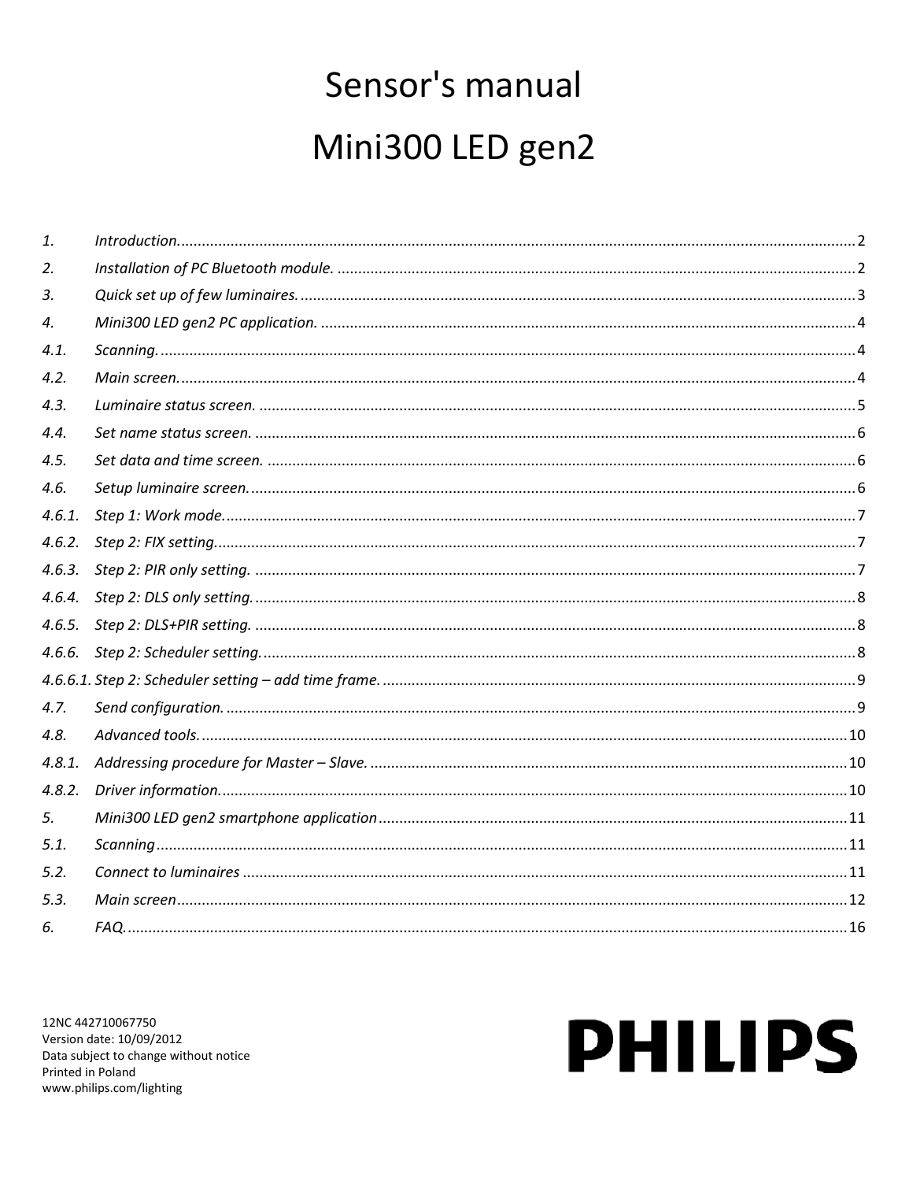# Sensor's manual

# Mini300 LED gen2

| | | |
|---|---|---|
| *1.* | *Introduction.* | 2 |
| *2.* | *Installation of PC Bluetooth module.* | 2 |
| *3.* | *Quick set up of few luminaires.* | 3 |
| *4.* | *Mini300 LED gen2 PC application.* | 4 |
| *4.1.* | *Scanning.* | 4 |
| *4.2.* | *Main screen.* | 4 |
| *4.3.* | *Luminaire status screen.* | 5 |
| *4.4.* | *Set name status screen.* | 6 |
| *4.5.* | *Set data and time screen.* | 6 |
| *4.6.* | *Setup luminaire screen.* | 6 |
| *4.6.1.* | *Step 1: Work mode.* | 7 |
| *4.6.2.* | *Step 2: FIX setting.* | 7 |
| *4.6.3.* | *Step 2: PIR only setting.* | 7 |
| *4.6.4.* | *Step 2: DLS only setting.* | 8 |
| *4.6.5.* | *Step 2: DLS+PIR setting.* | 8 |
| *4.6.6.* | *Step 2: Scheduler setting.* | 8 |
| *4.6.6.1.* | *Step 2: Scheduler setting – add time frame.* | 9 |
| *4.7.* | *Send configuration.* | 9 |
| *4.8.* | *Advanced tools.* | 10 |
| *4.8.1.* | *Addressing procedure for Master – Slave.* | 10 |
| *4.8.2.* | *Driver information.* | 10 |
| *5.* | *Mini300 LED gen2 smartphone application* | 11 |
| *5.1.* | *Scanning* | 11 |
| *5.2.* | *Connect to luminaires* | 11 |
| *5.3.* | *Main screen* | 12 |
| *6.* | *FAQ.* | 16 |

12NC 442710067750
Version date: 10/09/2012
Data subject to change without notice
Printed in Poland
www.philips.com/lighting

**PHILIPS**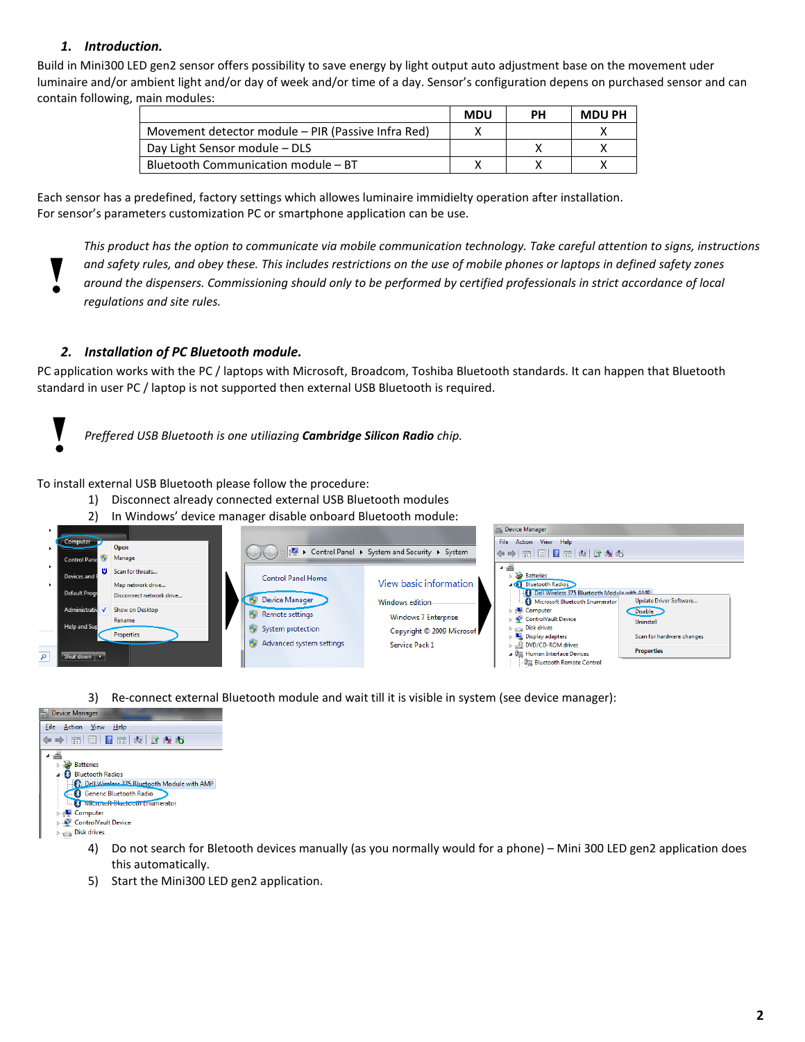## 1. Introduction.

Build in Mini300 LED gen2 sensor offers possibility to save energy by light output auto adjustment base on the movement uder luminaire and/or ambient light and/or day of week and/or time of a day. Sensor's configuration depens on purchased sensor and can contain following, main modules:

| | MDU | PH | MDU PH |
|---|---|---|---|
| Movement detector module – PIR (Passive Infra Red) | X | | X |
| Day Light Sensor module – DLS | | X | X |
| Bluetooth Communication module – BT | X | X | X |

Each sensor has a predefined, factory settings which allowes luminaire immidielty operation after installation.
For sensor's parameters customization PC or smartphone application can be use.

**!** *This product has the option to communicate via mobile communication technology. Take careful attention to signs, instructions and safety rules, and obey these. This includes restrictions on the use of mobile phones or laptops in defined safety zones around the dispensers. Commissioning should only to be performed by certified professionals in strict accordance of local regulations and site rules.*

## 2. Installation of PC Bluetooth module.

PC application works with the PC / laptops with Microsoft, Broadcom, Toshiba Bluetooth standards. It can happen that Bluetooth standard in user PC / laptop is not supported then external USB Bluetooth is required.

**!** *Preffered USB Bluetooth is one utiliazing **Cambridge Silicon Radio** chip.*

To install external USB Bluetooth please follow the procedure:

1) Disconnect already connected external USB Bluetooth modules
2) In Windows' device manager disable onboard Bluetooth module:
3) Re-connect external Bluetooth module and wait till it is visible in system (see device manager):
4) Do not search for Bletooth devices manually (as you normally would for a phone) – Mini 300 LED gen2 application does this automatically.
5) Start the Mini300 LED gen2 application.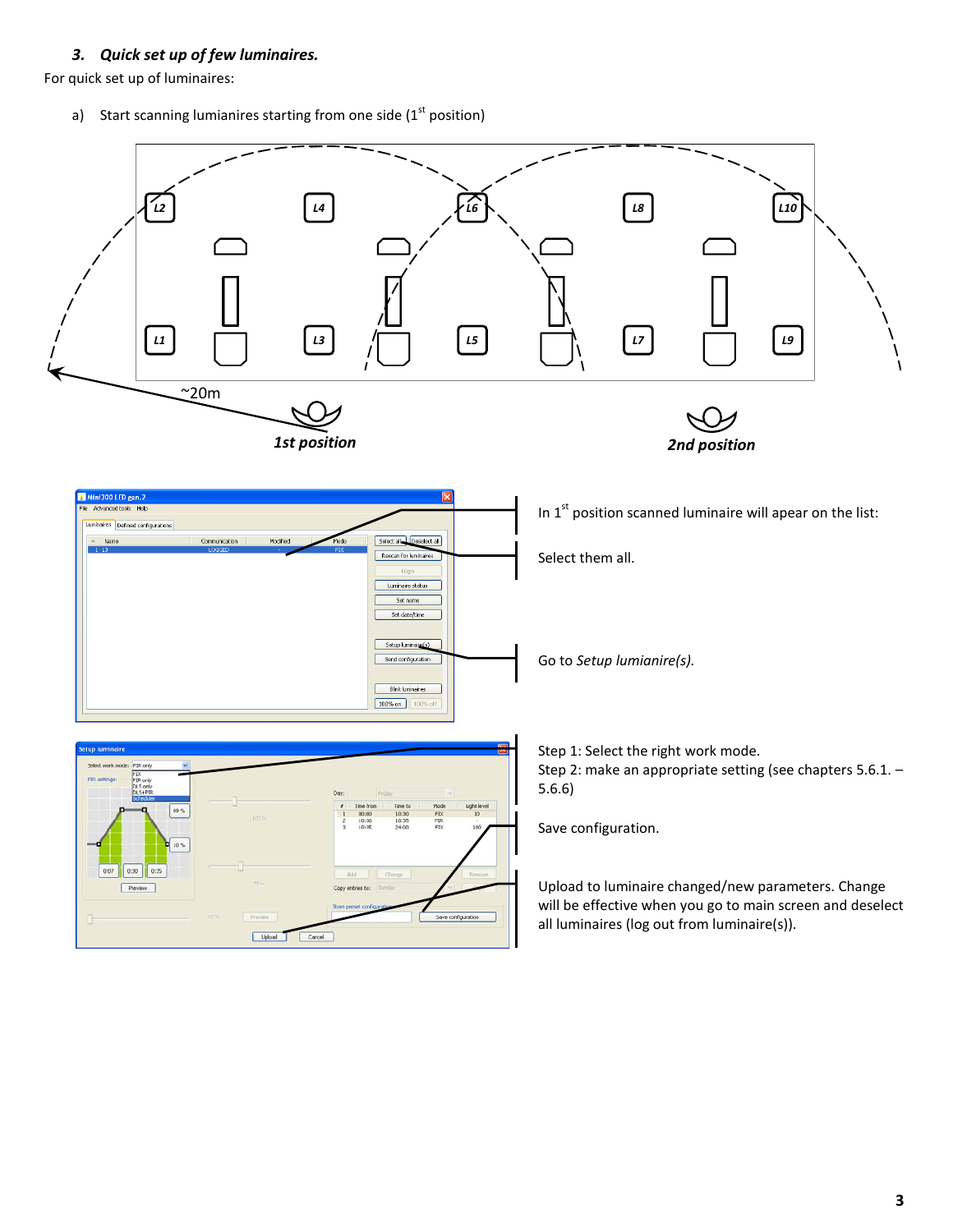### *3. Quick set up of few luminaires.*

For quick set up of luminaires:

a) Start scanning lumianires starting from one side (1st position)

In 1st position scanned luminaire will apear on the list:

Select them all.

Go to *Setup lumianire(s).*

Step 1: Select the right work mode.
Step 2: make an appropriate setting (see chapters 5.6.1. – 5.6.6)

Save configuration.

Upload to luminaire changed/new parameters. Change will be effective when you go to main screen and deselect all luminaires (log out from luminaire(s)).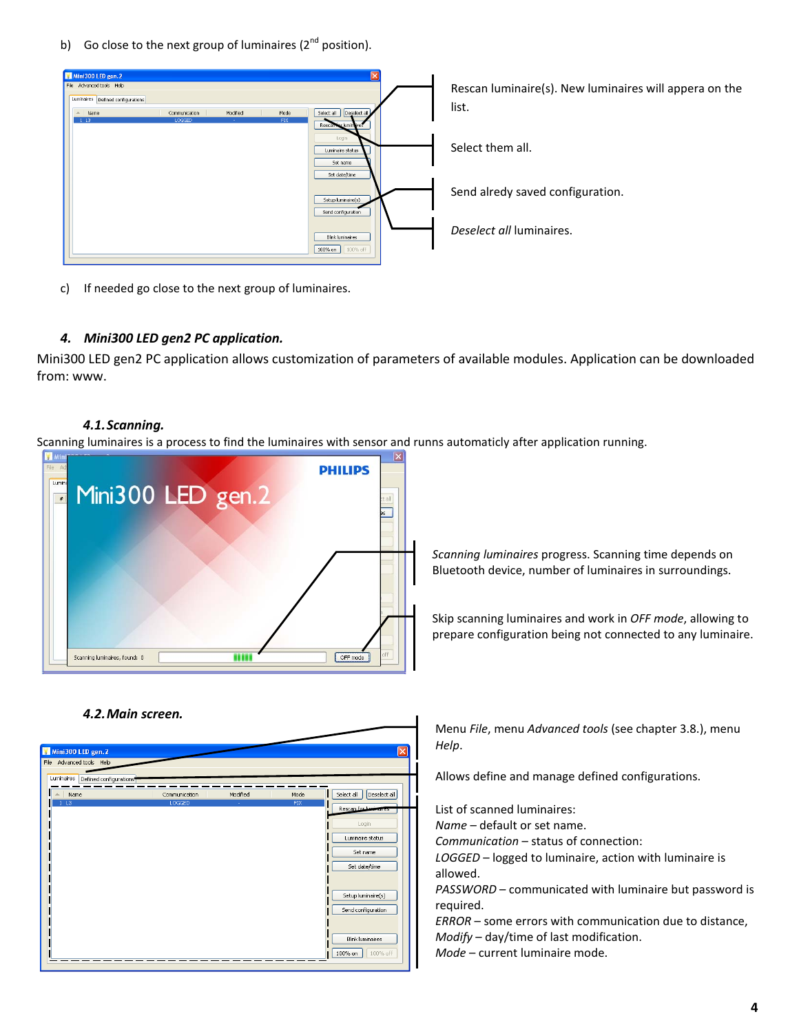b) Go close to the next group of luminaires (2nd position).

Rescan luminaire(s). New luminaires will appera on the list.

Select them all.

Send alredy saved configuration.

*Deselect all* luminaires.

c) If needed go close to the next group of luminaires.

## 4. *Mini300 LED gen2 PC application.*

Mini300 LED gen2 PC application allows customization of parameters of available modules. Application can be downloaded from: www.

### *4.1. Scanning.*

Scanning luminaires is a process to find the luminaires with sensor and runns automaticly after application running.

*Scanning luminaires* progress. Scanning time depends on Bluetooth device, number of luminaires in surroundings.

Skip scanning luminaires and work in *OFF mode*, allowing to prepare configuration being not connected to any luminaire.

### *4.2. Main screen.*

Menu *File*, menu *Advanced tools* (see chapter 3.8.), menu *Help*.

Allows define and manage defined configurations.

List of scanned luminaires:
*Name* – default or set name.
*Communication* – status of connection:
*LOGGED* – logged to luminaire, action with luminaire is allowed.
*PASSWORD* – communicated with luminaire but password is required.
*ERROR* – some errors with communication due to distance,
*Modify* – day/time of last modification.
*Mode* – current luminaire mode.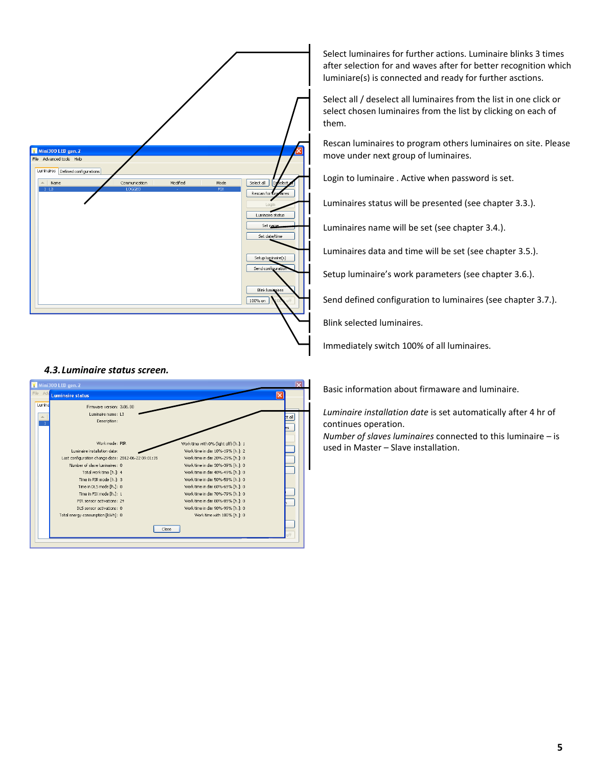Select luminaires for further actions. Luminaire blinks 3 times after selection for and waves after for better recognition which luminiare(s) is connected and ready for further asctions.

Select all / deselect all luminaires from the list in one click or select chosen luminaires from the list by clicking on each of them.

Rescan luminaires to program others luminaires on site. Please move under next group of luminaires.

Login to luminaire . Active when password is set.

Luminaires status will be presented (see chapter 3.3.).

Luminaires name will be set (see chapter 3.4.).

Luminaires data and time will be set (see chapter 3.5.).

Setup luminaire's work parameters (see chapter 3.6.).

Send defined configuration to luminaires (see chapter 3.7.).

Blink selected luminaires.

Immediately switch 100% of all luminaires.

### *4.3. Luminaire status screen.*

Basic information about firmaware and luminaire.

*Luminaire installation date* is set automatically after 4 hr of continues operation.

*Number of slaves luminaires* connected to this luminaire – is used in Master – Slave installation.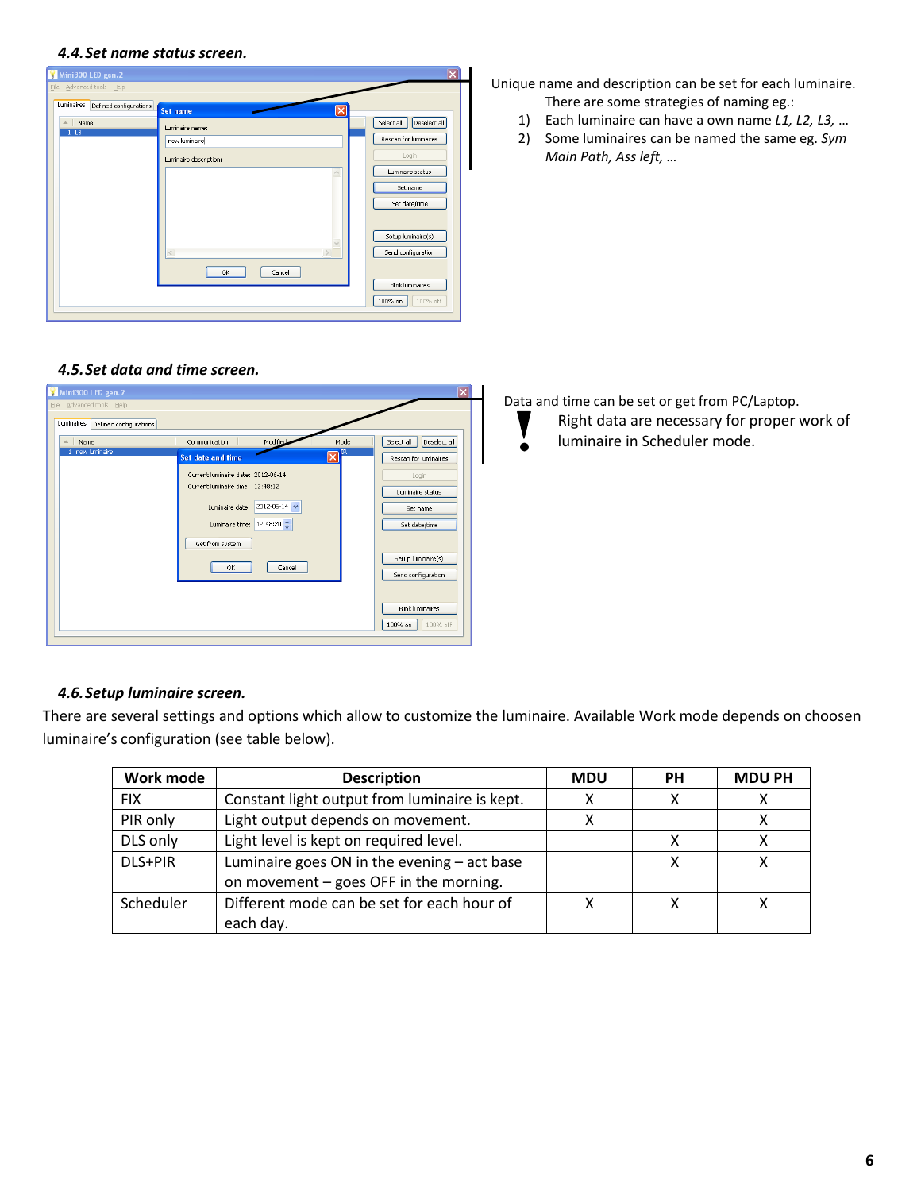### 4.4. Set name status screen.

Unique name and description can be set for each luminaire.

There are some strategies of naming eg.:

1) Each luminaire can have a own name *L1, L2, L3, …*
2) Some luminaires can be named the same eg. *Sym Main Path, Ass left, …*

### 4.5. Set data and time screen.

Data and time can be set or get from PC/Laptop.

**!** Right data are necessary for proper work of luminaire in Scheduler mode.

### 4.6. Setup luminaire screen.

There are several settings and options which allow to customize the luminaire. Available Work mode depends on choosen luminaire's configuration (see table below).

| Work mode | Description | MDU | PH | MDU PH |
|---|---|---|---|---|
| FIX | Constant light output from luminaire is kept. | X | X | X |
| PIR only | Light output depends on movement. | X | | X |
| DLS only | Light level is kept on required level. | | X | X |
| DLS+PIR | Luminaire goes ON in the evening – act base on movement – goes OFF in the morning. | | X | X |
| Scheduler | Different mode can be set for each hour of each day. | X | X | X |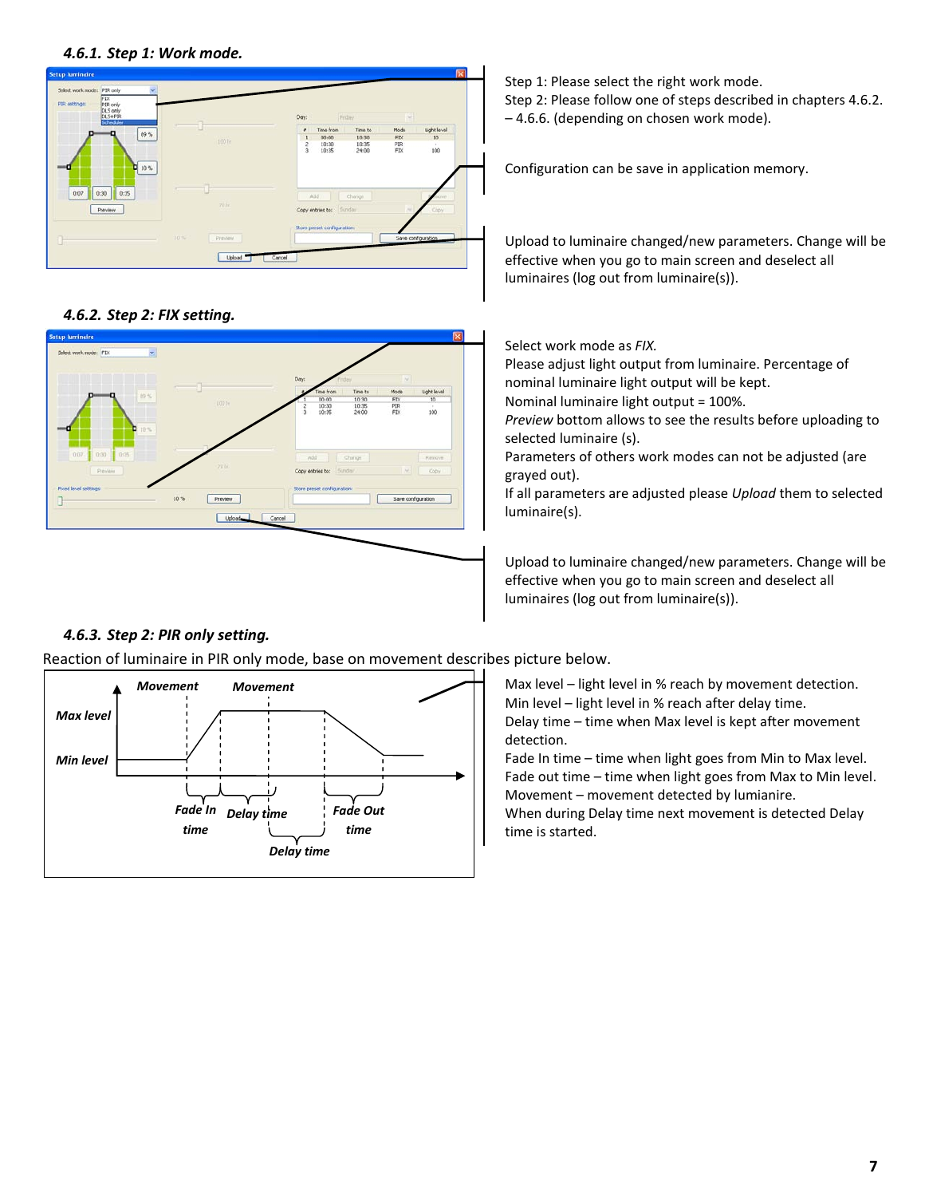#### 4.6.1. Step 1: Work mode.

Step 1: Please select the right work mode.
Step 2: Please follow one of steps described in chapters 4.6.2. – 4.6.6. (depending on chosen work mode).

Configuration can be save in application memory.

Upload to luminaire changed/new parameters. Change will be effective when you go to main screen and deselect all luminaires (log out from luminaire(s)).

#### 4.6.2. Step 2: FIX setting.

Select work mode as *FIX.*
Please adjust light output from luminaire. Percentage of nominal luminaire light output will be kept.
Nominal luminaire light output = 100%.
*Preview* bottom allows to see the results before uploading to selected luminaire (s).
Parameters of others work modes can not be adjusted (are grayed out).
If all parameters are adjusted please *Upload* them to selected luminaire(s).

Upload to luminaire changed/new parameters. Change will be effective when you go to main screen and deselect all luminaires (log out from luminaire(s)).

#### 4.6.3. Step 2: PIR only setting.

Reaction of luminaire in PIR only mode, base on movement describes picture below.

Max level – light level in % reach by movement detection.
Min level – light level in % reach after delay time.
Delay time – time when Max level is kept after movement detection.
Fade In time – time when light goes from Min to Max level.
Fade out time – time when light goes from Max to Min level.
Movement – movement detected by lumianire.
When during Delay time next movement is detected Delay time is started.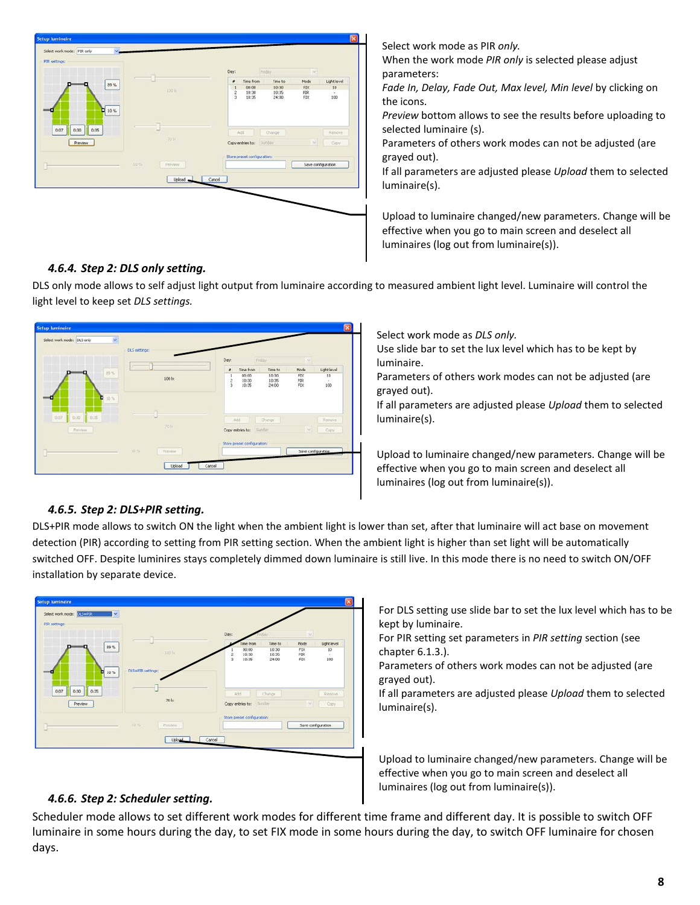Select work mode as PIR *only.*
When the work mode *PIR only* is selected please adjust parameters:
*Fade In, Delay, Fade Out, Max level, Min level* by clicking on the icons.
*Preview* bottom allows to see the results before uploading to selected luminaire (s).
Parameters of others work modes can not be adjusted (are grayed out).
If all parameters are adjusted please *Upload* them to selected luminaire(s).

Upload to luminaire changed/new parameters. Change will be effective when you go to main screen and deselect all luminaires (log out from luminaire(s)).

### 4.6.4. Step 2: DLS only setting.

DLS only mode allows to self adjust light output from luminaire according to measured ambient light level. Luminaire will control the light level to keep set *DLS settings.*

Select work mode as *DLS only.*
Use slide bar to set the lux level which has to be kept by luminaire.
Parameters of others work modes can not be adjusted (are grayed out).
If all parameters are adjusted please *Upload* them to selected luminaire(s).

Upload to luminaire changed/new parameters. Change will be effective when you go to main screen and deselect all luminaires (log out from luminaire(s)).

### 4.6.5. Step 2: DLS+PIR setting.

DLS+PIR mode allows to switch ON the light when the ambient light is lower than set, after that luminaire will act base on movement detection (PIR) according to setting from PIR setting section. When the ambient light is higher than set light will be automatically switched OFF. Despite luminires stays completely dimmed down luminaire is still live. In this mode there is no need to switch ON/OFF installation by separate device.

For DLS setting use slide bar to set the lux level which has to be kept by luminaire.
For PIR setting set parameters in *PIR setting* section (see chapter 6.1.3.).
Parameters of others work modes can not be adjusted (are grayed out).
If all parameters are adjusted please *Upload* them to selected luminaire(s).

Upload to luminaire changed/new parameters. Change will be effective when you go to main screen and deselect all luminaires (log out from luminaire(s)).

### 4.6.6. Step 2: Scheduler setting.

Scheduler mode allows to set different work modes for different time frame and different day. It is possible to switch OFF luminaire in some hours during the day, to set FIX mode in some hours during the day, to switch OFF luminaire for chosen days.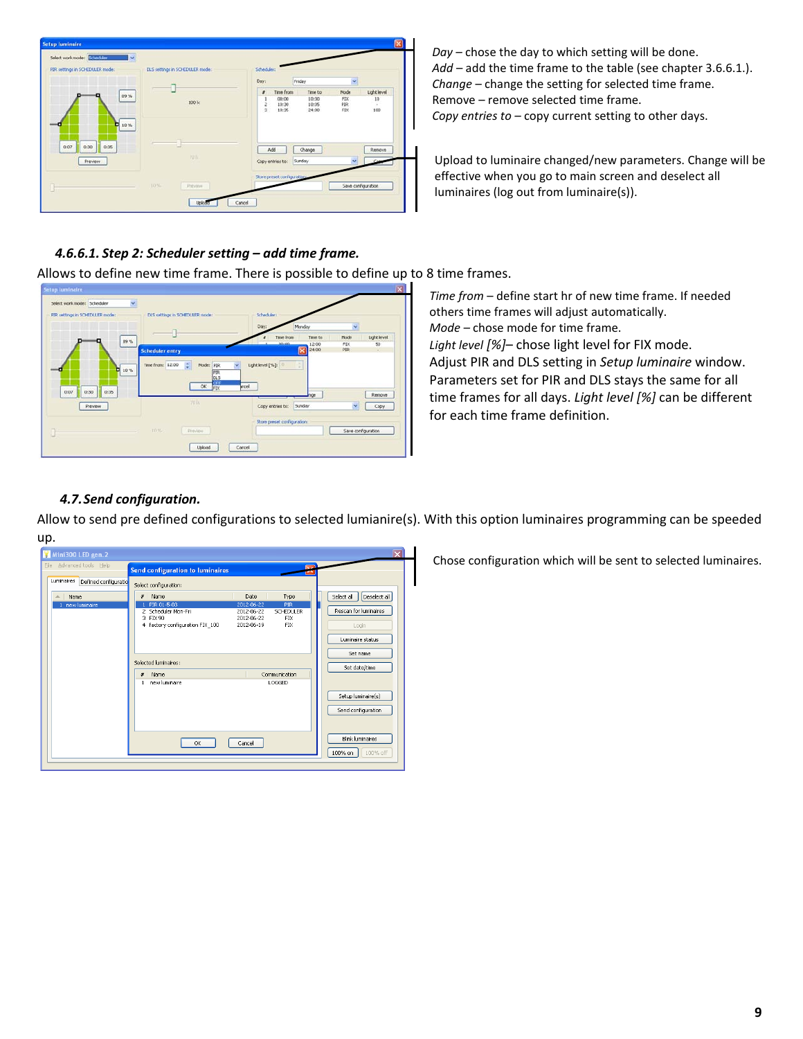*Day* – chose the day to which setting will be done.
*Add* – add the time frame to the table (see chapter 3.6.6.1.).
*Change* – change the setting for selected time frame.
Remove – remove selected time frame.
*Copy entries to* – copy current setting to other days.

Upload to luminaire changed/new parameters. Change will be effective when you go to main screen and deselect all luminaires (log out from luminaire(s)).

### *4.6.6.1. Step 2: Scheduler setting – add time frame.*

Allows to define new time frame. There is possible to define up to 8 time frames.

*Time from* – define start hr of new time frame. If needed others time frames will adjust automatically.
*Mode* – chose mode for time frame.
*Light level [%]*– chose light level for FIX mode.
Adjust PIR and DLS setting in *Setup luminaire* window. Parameters set for PIR and DLS stays the same for all time frames for all days. *Light level [%]* can be different for each time frame definition.

### *4.7. Send configuration.*

Allow to send pre defined configurations to selected lumianire(s). With this option luminaires programming can be speeded up.

Chose configuration which will be sent to selected luminaires.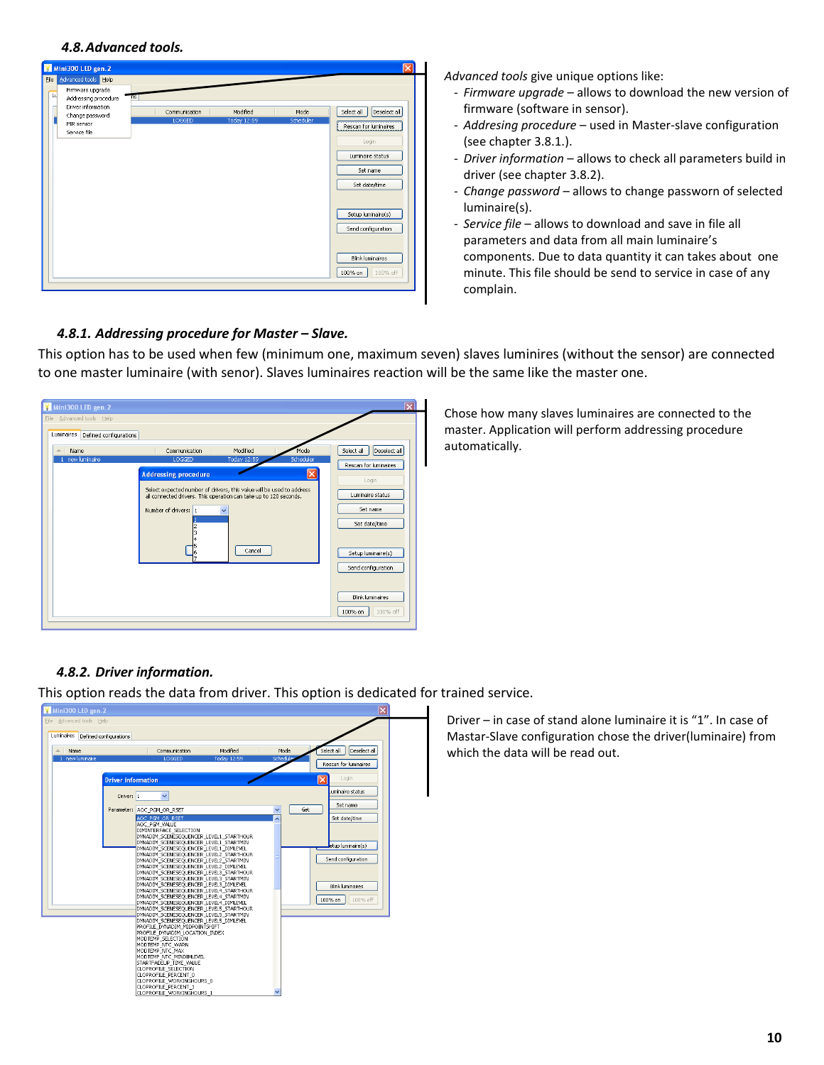### 4.8. Advanced tools.

*Advanced tools* give unique options like:

- *Firmware upgrade* – allows to download the new version of firmware (software in sensor).
- *Addresing procedure* – used in Master-slave configuration (see chapter 3.8.1.).
- *Driver information* – allows to check all parameters build in driver (see chapter 3.8.2).
- *Change password* – allows to change passworn of selected luminaire(s).
- *Service file* – allows to download and save in file all parameters and data from all main luminaire's components. Due to data quantity it can takes about one minute. This file should be send to service in case of any complain.

#### 4.8.1. Addressing procedure for Master – Slave.

This option has to be used when few (minimum one, maximum seven) slaves luminires (without the sensor) are connected to one master luminaire (with senor). Slaves luminaires reaction will be the same like the master one.

Chose how many slaves luminaires are connected to the master. Application will perform addressing procedure automatically.

#### 4.8.2. Driver information.

This option reads the data from driver. This option is dedicated for trained service.

Driver – in case of stand alone luminaire it is "1". In case of Mastar-Slave configuration chose the driver(luminaire) from which the data will be read out.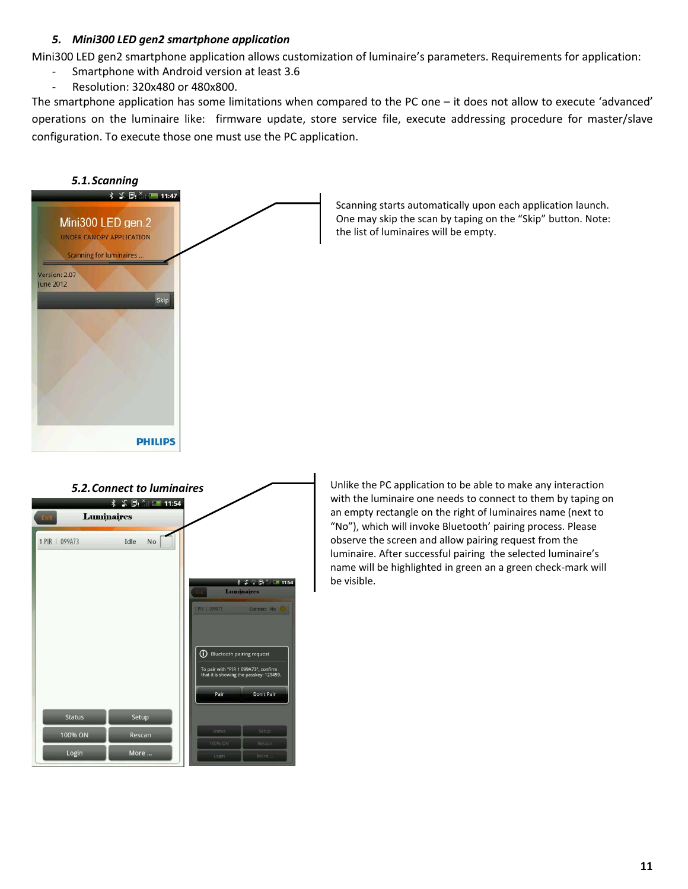### *5. Mini300 LED gen2 smartphone application*

Mini300 LED gen2 smartphone application allows customization of luminaire's parameters. Requirements for application:

- Smartphone with Android version at least 3.6
- Resolution: 320x480 or 480x800.

The smartphone application has some limitations when compared to the PC one – it does not allow to execute 'advanced' operations on the luminaire like: firmware update, store service file, execute addressing procedure for master/slave configuration. To execute those one must use the PC application.

#### *5.1. Scanning*

Scanning starts automatically upon each application launch. One may skip the scan by taping on the "Skip" button. Note: the list of luminaires will be empty.

#### *5.2. Connect to luminaires*

Unlike the PC application to be able to make any interaction with the luminaire one needs to connect to them by taping on an empty rectangle on the right of luminaires name (next to "No"), which will invoke Bluetooth' pairing process. Please observe the screen and allow pairing request from the luminaire. After successful pairing the selected luminaire's name will be highlighted in green an a green check-mark will be visible.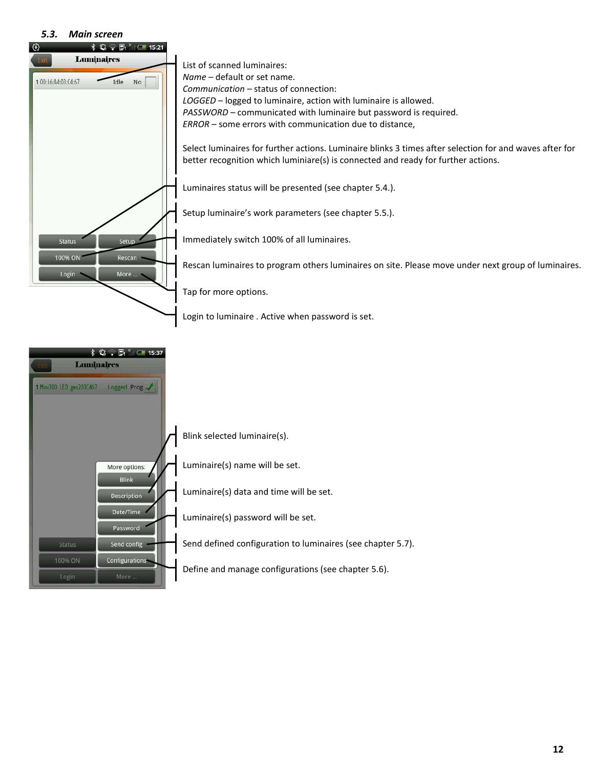### *5.3. Main screen*

List of scanned luminaires:
*Name* – default or set name.
*Communication* – status of connection:
*LOGGED* – logged to luminaire, action with luminaire is allowed.
*PASSWORD* – communicated with luminaire but password is required.
*ERROR* – some errors with communication due to distance,

Select luminaires for further actions. Luminaire blinks 3 times after selection for and waves after for better recognition which luminiare(s) is connected and ready for further actions.

Luminaires status will be presented (see chapter 5.4.).

Setup luminaire's work parameters (see chapter 5.5.).

Immediately switch 100% of all luminaires.

Rescan luminaires to program others luminaires on site. Please move under next group of luminaires.

Tap for more options.

Login to luminaire . Active when password is set.

Blink selected luminaire(s).

Luminaire(s) name will be set.

Luminaire(s) data and time will be set.

Luminaire(s) password will be set.

Send defined configuration to luminaires (see chapter 5.7).

Define and manage configurations (see chapter 5.6).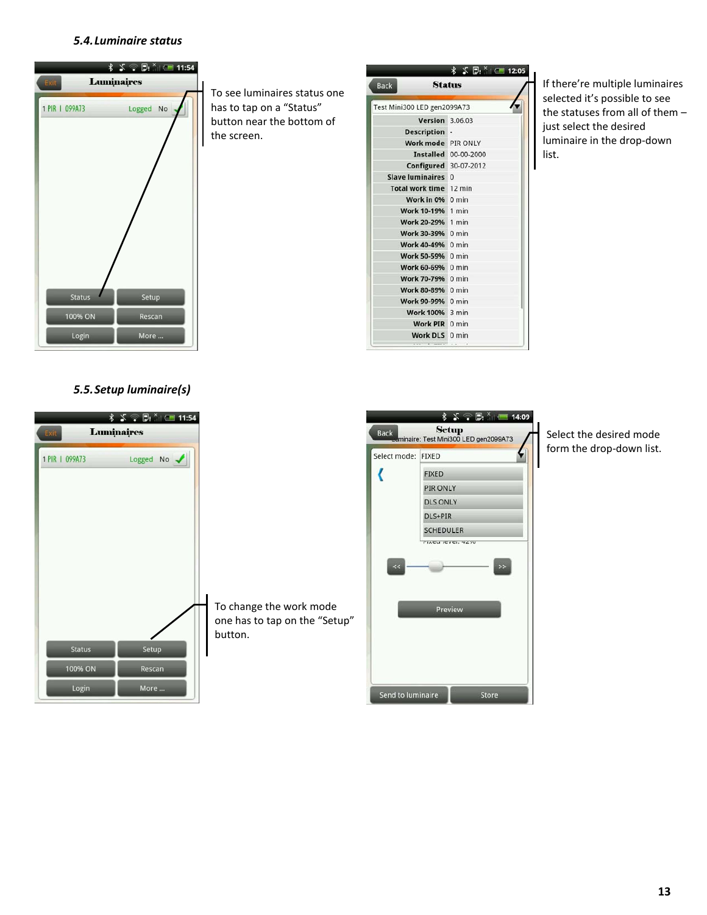### 5.4. Luminaire status

To see luminaires status one has to tap on a “Status” button near the bottom of the screen.

If there’re multiple luminaires selected it’s possible to see the statuses from all of them – just select the desired luminaire in the drop-down list.

### 5.5. Setup luminaire(s)

To change the work mode one has to tap on the “Setup” button.

Select the desired mode form the drop-down list.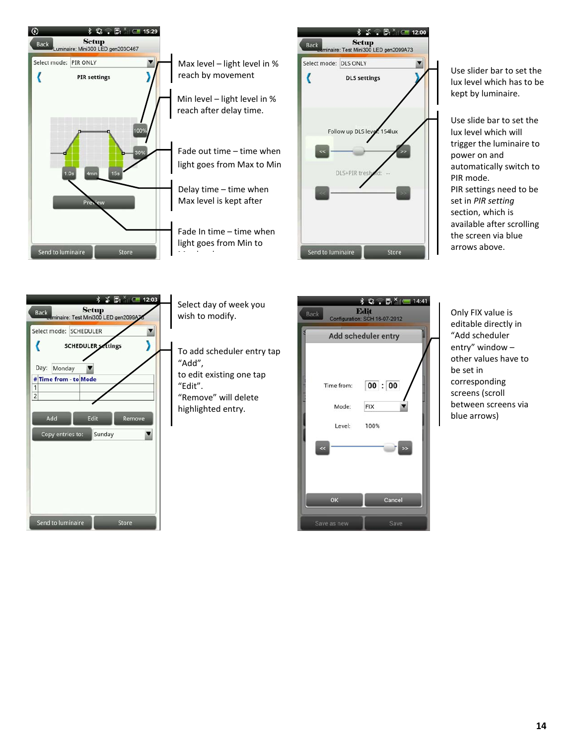Max level – light level in % reach by movement

Min level – light level in % reach after delay time.

Fade out time – time when light goes from Max to Min

Delay time – time when Max level is kept after

Fade In time – time when light goes from Min to

Use slider bar to set the lux level which has to be kept by luminaire.

Use slide bar to set the lux level which will trigger the luminaire to power on and automatically switch to PIR mode.
PIR settings need to be set in *PIR setting* section, which is available after scrolling the screen via blue arrows above.

Select day of week you wish to modify.

To add scheduler entry tap “Add”,
to edit existing one tap “Edit”.
“Remove” will delete highlighted entry.

Only FIX value is editable directly in “Add scheduler entry” window – other values have to be set in corresponding screens (scroll between screens via blue arrows)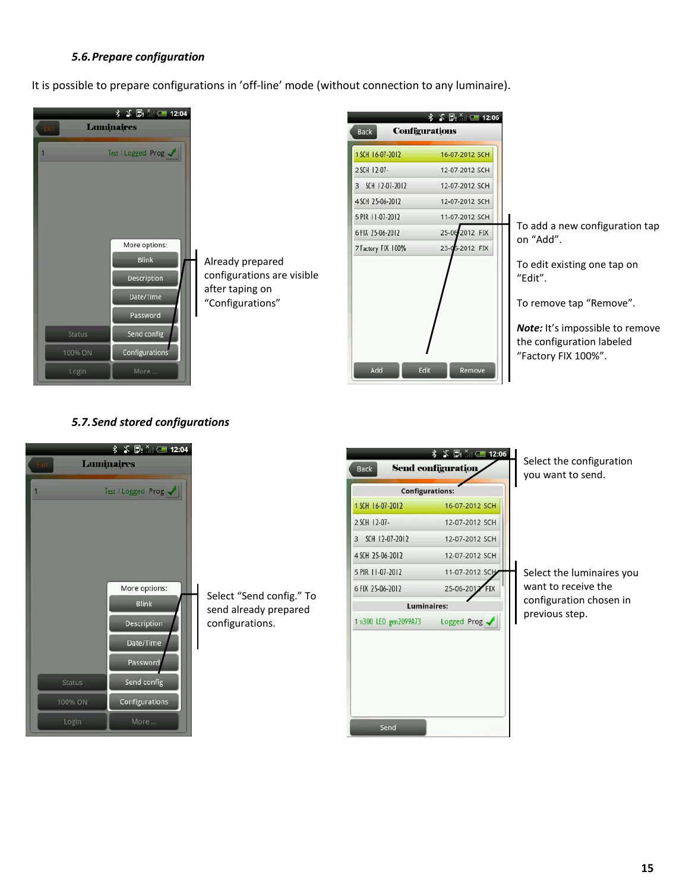### 5.6. Prepare configuration

It is possible to prepare configurations in 'off-line' mode (without connection to any luminaire).

Already prepared configurations are visible after taping on "Configurations"

To add a new configuration tap on "Add".

To edit existing one tap on "Edit".

To remove tap "Remove".

***Note:*** It's impossible to remove the configuration labeled "Factory FIX 100%".

### 5.7. Send stored configurations

Select "Send config." To send already prepared configurations.

Select the configuration you want to send.

Select the luminaires you want to receive the configuration chosen in previous step.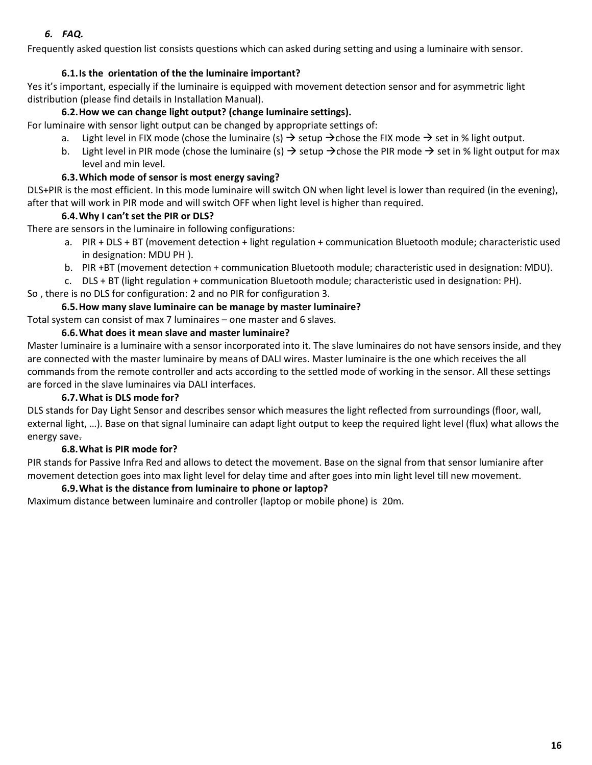## *6. FAQ.*

Frequently asked question list consists questions which can asked during setting and using a luminaire with sensor.

### 6.1. Is the orientation of the the luminaire important?

Yes it's important, especially if the luminaire is equipped with movement detection sensor and for asymmetric light distribution (please find details in Installation Manual).

### 6.2. How we can change light output? (change luminaire settings).

For luminaire with sensor light output can be changed by appropriate settings of:

a. Light level in FIX mode (chose the luminaire (s) → setup →chose the FIX mode → set in % light output.
b. Light level in PIR mode (chose the luminaire (s) → setup →chose the PIR mode → set in % light output for max level and min level.

### 6.3. Which mode of sensor is most energy saving?

DLS+PIR is the most efficient. In this mode luminaire will switch ON when light level is lower than required (in the evening), after that will work in PIR mode and will switch OFF when light level is higher than required.

### 6.4. Why I can't set the PIR or DLS?

There are sensors in the luminaire in following configurations:

a. PIR + DLS + BT (movement detection + light regulation + communication Bluetooth module; characteristic used in designation: MDU PH ).
b. PIR +BT (movement detection + communication Bluetooth module; characteristic used in designation: MDU).
c. DLS + BT (light regulation + communication Bluetooth module; characteristic used in designation: PH).

So , there is no DLS for configuration: 2 and no PIR for configuration 3.

### 6.5. How many slave luminaire can be manage by master luminaire?

Total system can consist of max 7 luminaires – one master and 6 slaves.

### 6.6. What does it mean slave and master luminaire?

Master luminaire is a luminaire with a sensor incorporated into it. The slave luminaires do not have sensors inside, and they are connected with the master luminaire by means of DALI wires. Master luminaire is the one which receives the all commands from the remote controller and acts according to the settled mode of working in the sensor. All these settings are forced in the slave luminaires via DALI interfaces.

### 6.7. What is DLS mode for?

DLS stands for Day Light Sensor and describes sensor which measures the light reflected from surroundings (floor, wall, external light, …). Base on that signal luminaire can adapt light output to keep the required light level (flux) what allows the energy save.

### 6.8. What is PIR mode for?

PIR stands for Passive Infra Red and allows to detect the movement. Base on the signal from that sensor lumianire after movement detection goes into max light level for delay time and after goes into min light level till new movement.

### 6.9. What is the distance from luminaire to phone or laptop?

Maximum distance between luminaire and controller (laptop or mobile phone) is 20m.